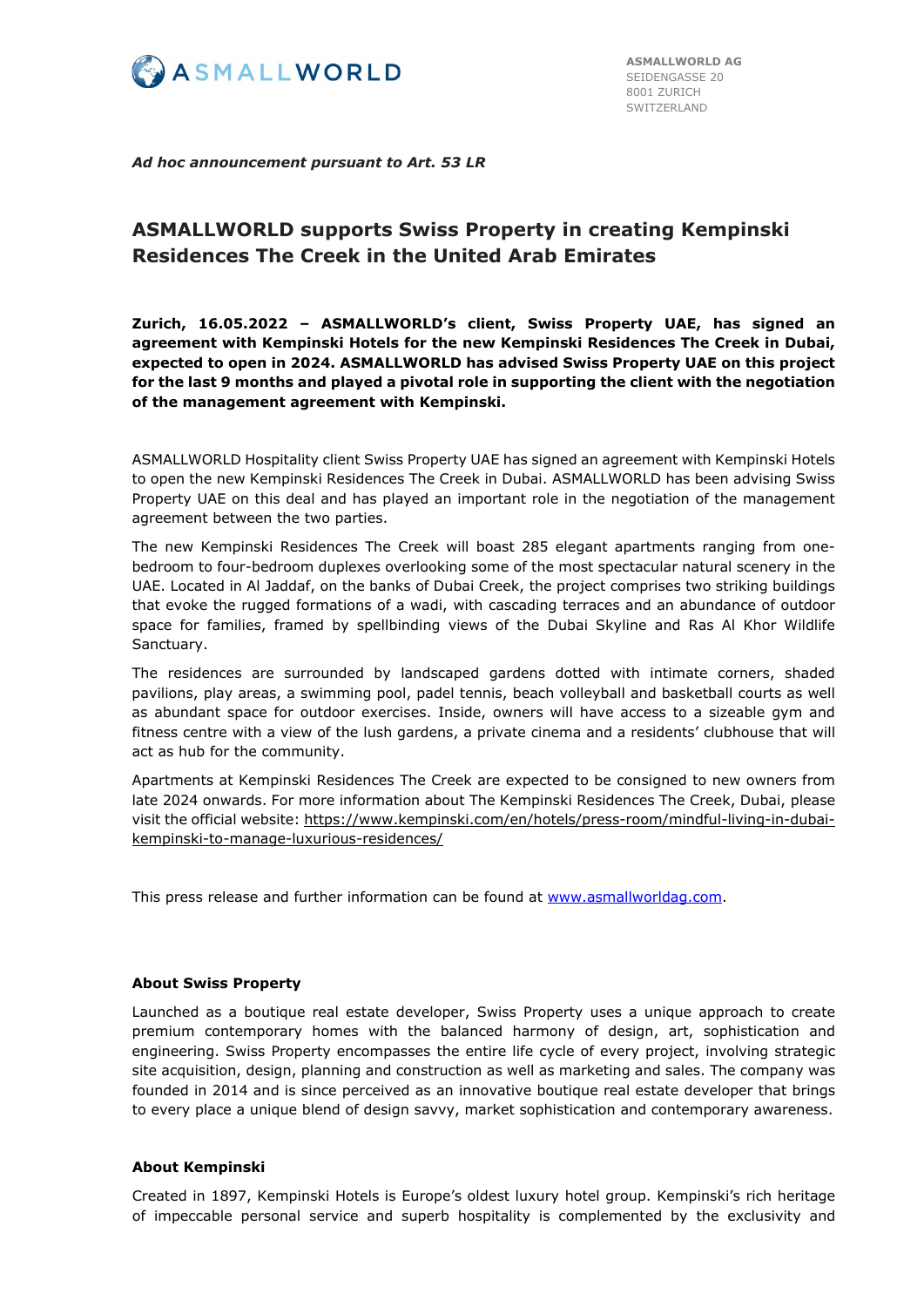ASMALLWORLD AG
SEIDENGASSE 20
8001 ZURICH
SWITZERLAND

*Ad hoc announcement pursuant to Art. 53 LR*

# ASMALLWORLD supports Swiss Property in creating Kempinski Residences The Creek in the United Arab Emirates

**Zurich, 16.05.2022 – ASMALLWORLD's client, Swiss Property UAE, has signed an agreement with Kempinski Hotels for the new Kempinski Residences The Creek in Dubai, expected to open in 2024. ASMALLWORLD has advised Swiss Property UAE on this project for the last 9 months and played a pivotal role in supporting the client with the negotiation of the management agreement with Kempinski.**

ASMALLWORLD Hospitality client Swiss Property UAE has signed an agreement with Kempinski Hotels to open the new Kempinski Residences The Creek in Dubai. ASMALLWORLD has been advising Swiss Property UAE on this deal and has played an important role in the negotiation of the management agreement between the two parties.

The new Kempinski Residences The Creek will boast 285 elegant apartments ranging from one-bedroom to four-bedroom duplexes overlooking some of the most spectacular natural scenery in the UAE. Located in Al Jaddaf, on the banks of Dubai Creek, the project comprises two striking buildings that evoke the rugged formations of a wadi, with cascading terraces and an abundance of outdoor space for families, framed by spellbinding views of the Dubai Skyline and Ras Al Khor Wildlife Sanctuary.

The residences are surrounded by landscaped gardens dotted with intimate corners, shaded pavilions, play areas, a swimming pool, padel tennis, beach volleyball and basketball courts as well as abundant space for outdoor exercises. Inside, owners will have access to a sizeable gym and fitness centre with a view of the lush gardens, a private cinema and a residents' clubhouse that will act as hub for the community.

Apartments at Kempinski Residences The Creek are expected to be consigned to new owners from late 2024 onwards. For more information about The Kempinski Residences The Creek, Dubai, please visit the official website: https://www.kempinski.com/en/hotels/press-room/mindful-living-in-dubai-kempinski-to-manage-luxurious-residences/

This press release and further information can be found at www.asmallworldag.com.

### About Swiss Property

Launched as a boutique real estate developer, Swiss Property uses a unique approach to create premium contemporary homes with the balanced harmony of design, art, sophistication and engineering. Swiss Property encompasses the entire life cycle of every project, involving strategic site acquisition, design, planning and construction as well as marketing and sales. The company was founded in 2014 and is since perceived as an innovative boutique real estate developer that brings to every place a unique blend of design savvy, market sophistication and contemporary awareness.

### About Kempinski

Created in 1897, Kempinski Hotels is Europe's oldest luxury hotel group. Kempinski's rich heritage of impeccable personal service and superb hospitality is complemented by the exclusivity and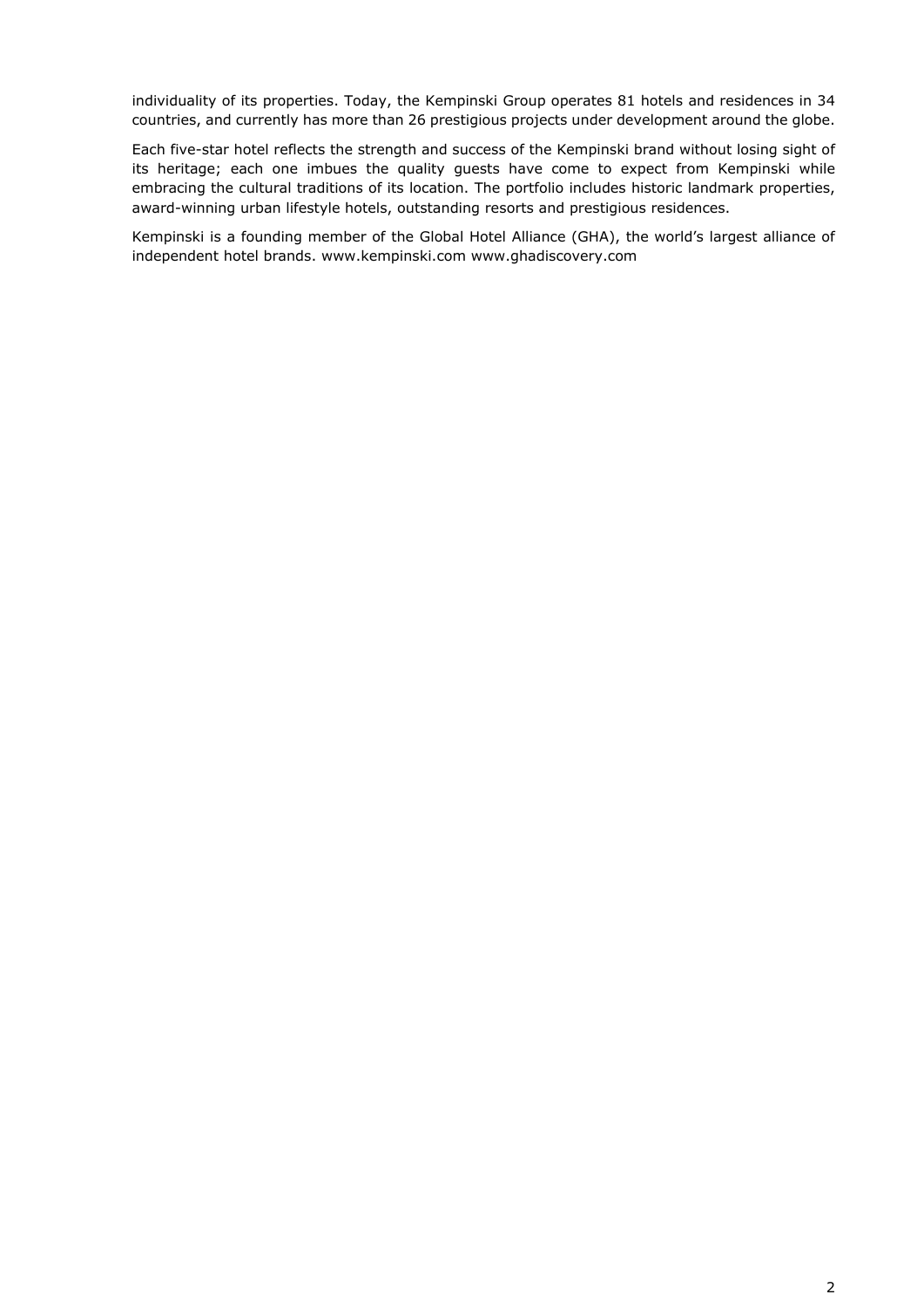individuality of its properties. Today, the Kempinski Group operates 81 hotels and residences in 34 countries, and currently has more than 26 prestigious projects under development around the globe.

Each five-star hotel reflects the strength and success of the Kempinski brand without losing sight of its heritage; each one imbues the quality guests have come to expect from Kempinski while embracing the cultural traditions of its location. The portfolio includes historic landmark properties, award-winning urban lifestyle hotels, outstanding resorts and prestigious residences.

Kempinski is a founding member of the Global Hotel Alliance (GHA), the world's largest alliance of independent hotel brands. www.kempinski.com www.ghadiscovery.com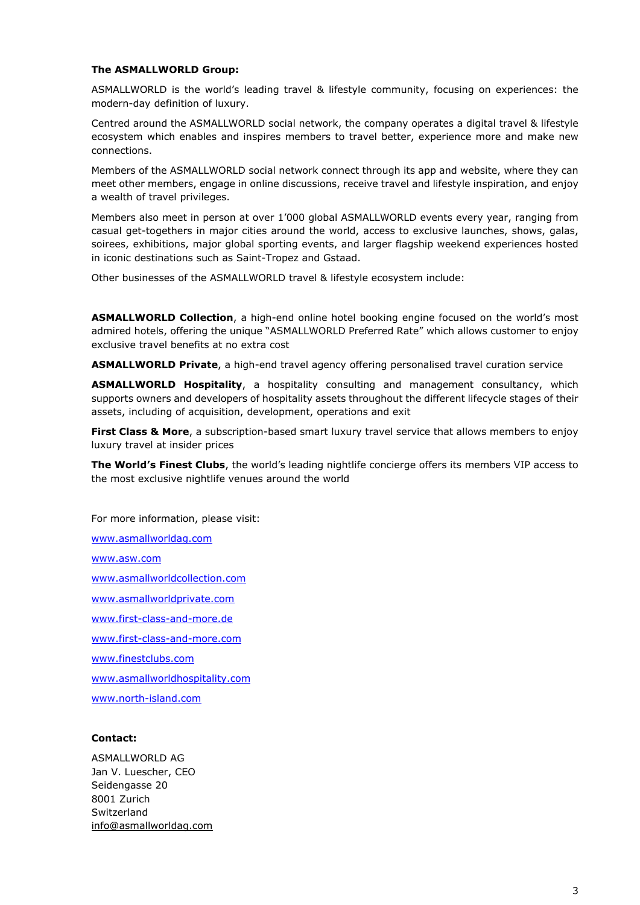**The ASMALLWORLD Group:**

ASMALLWORLD is the world's leading travel & lifestyle community, focusing on experiences: the modern-day definition of luxury.

Centred around the ASMALLWORLD social network, the company operates a digital travel & lifestyle ecosystem which enables and inspires members to travel better, experience more and make new connections.

Members of the ASMALLWORLD social network connect through its app and website, where they can meet other members, engage in online discussions, receive travel and lifestyle inspiration, and enjoy a wealth of travel privileges.

Members also meet in person at over 1'000 global ASMALLWORLD events every year, ranging from casual get-togethers in major cities around the world, access to exclusive launches, shows, galas, soirees, exhibitions, major global sporting events, and larger flagship weekend experiences hosted in iconic destinations such as Saint-Tropez and Gstaad.

Other businesses of the ASMALLWORLD travel & lifestyle ecosystem include:

**ASMALLWORLD Collection**, a high-end online hotel booking engine focused on the world's most admired hotels, offering the unique "ASMALLWORLD Preferred Rate" which allows customer to enjoy exclusive travel benefits at no extra cost

**ASMALLWORLD Private**, a high-end travel agency offering personalised travel curation service

**ASMALLWORLD Hospitality**, a hospitality consulting and management consultancy, which supports owners and developers of hospitality assets throughout the different lifecycle stages of their assets, including of acquisition, development, operations and exit

**First Class & More**, a subscription-based smart luxury travel service that allows members to enjoy luxury travel at insider prices

**The World's Finest Clubs**, the world's leading nightlife concierge offers its members VIP access to the most exclusive nightlife venues around the world

For more information, please visit:

www.asmallworldag.com

www.asw.com

www.asmallworldcollection.com

www.asmallworldprivate.com

www.first-class-and-more.de

www.first-class-and-more.com

www.finestclubs.com

www.asmallworldhospitality.com

www.north-island.com

**Contact:**

ASMALLWORLD AG
Jan V. Luescher, CEO
Seidengasse 20
8001 Zurich
Switzerland
info@asmallworldag.com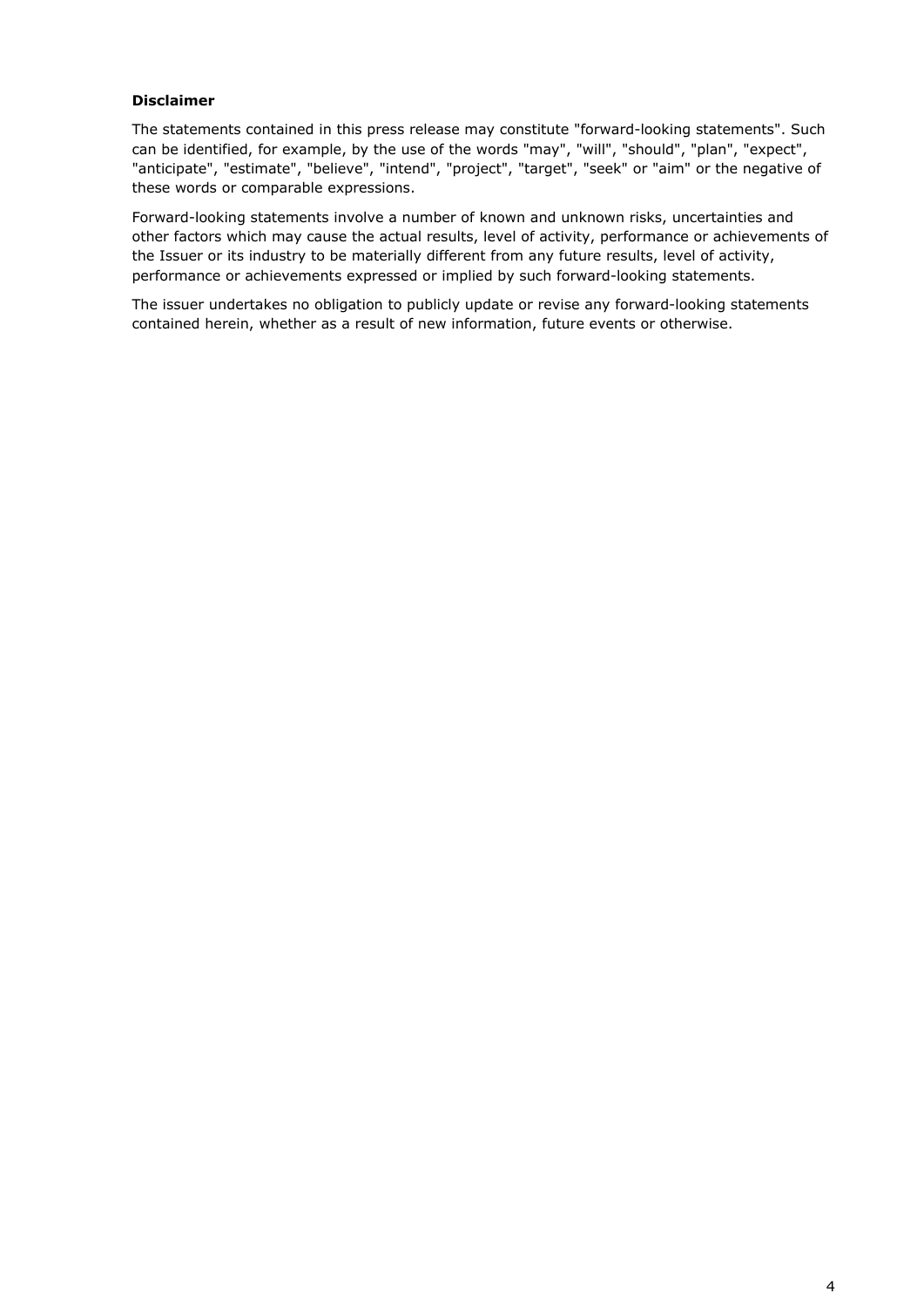**Disclaimer**

The statements contained in this press release may constitute "forward-looking statements". Such can be identified, for example, by the use of the words "may", "will", "should", "plan", "expect", "anticipate", "estimate", "believe", "intend", "project", "target", "seek" or "aim" or the negative of these words or comparable expressions.

Forward-looking statements involve a number of known and unknown risks, uncertainties and other factors which may cause the actual results, level of activity, performance or achievements of the Issuer or its industry to be materially different from any future results, level of activity, performance or achievements expressed or implied by such forward-looking statements.

The issuer undertakes no obligation to publicly update or revise any forward-looking statements contained herein, whether as a result of new information, future events or otherwise.